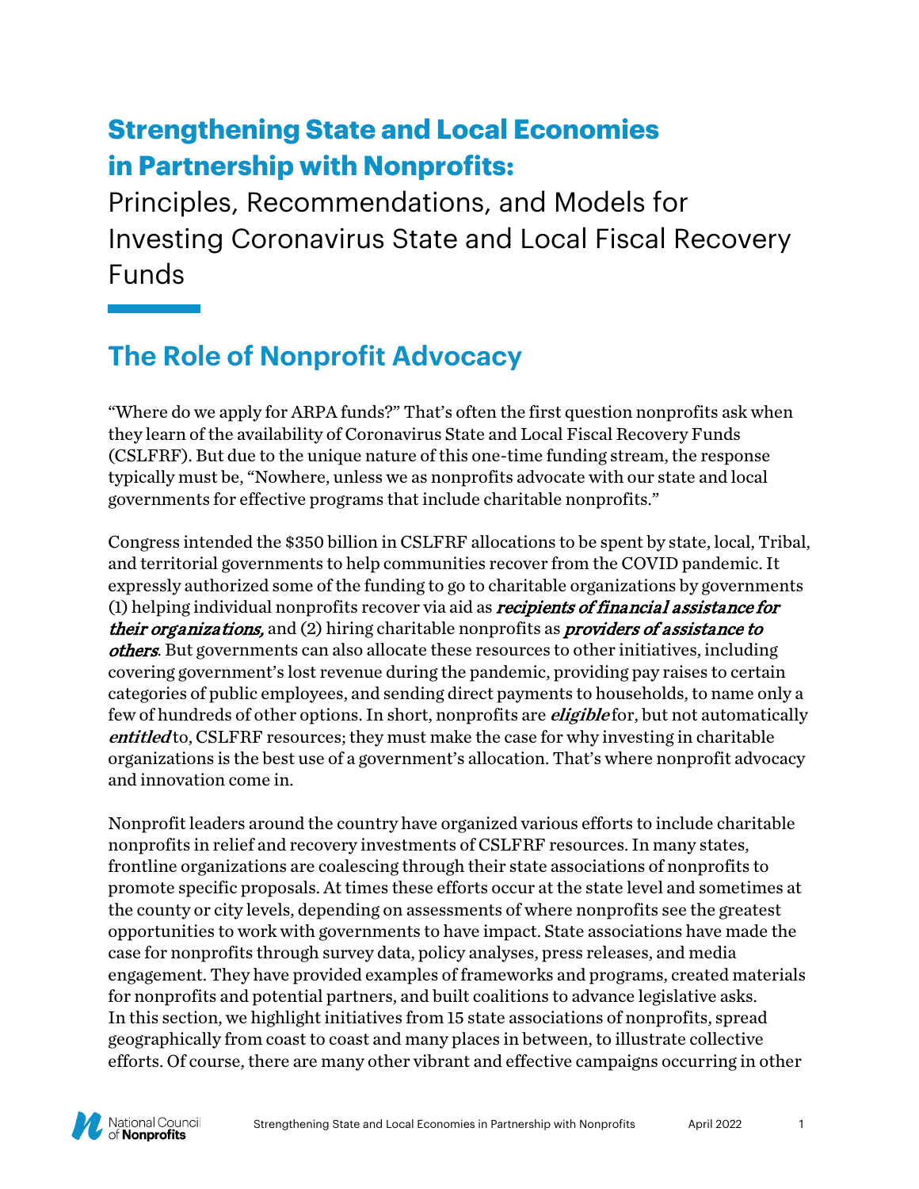# Strengthening State and Local Economies in Partnership with Nonprofits:

Principles, Recommendations, and Models for Investing Coronavirus State and Local Fiscal Recovery Funds

## The Role of Nonprofit Advocacy

"Where do we apply for ARPA funds?" That's often the first question nonprofits ask when they learn of the availability of Coronavirus State and Local Fiscal Recovery Funds (CSLFRF). But due to the unique nature of this one-time funding stream, the response typically must be, "Nowhere, unless we as nonprofits advocate with our state and local governments for effective programs that include charitable nonprofits."

Congress intended the $350 billion in CSLFRF allocations to be spent by state, local, Tribal, and territorial governments to help communities recover from the COVID pandemic. It expressly authorized some of the funding to go to charitable organizations by governments (1) helping individual nonprofits recover via aid as ***recipients of financial assistance for their organizations,*** and (2) hiring charitable nonprofits as ***providers of assistance to others***. But governments can also allocate these resources to other initiatives, including covering government's lost revenue during the pandemic, providing pay raises to certain categories of public employees, and sending direct payments to households, to name only a few of hundreds of other options. In short, nonprofits are ***eligible*** for, but not automatically ***entitled*** to, CSLFRF resources; they must make the case for why investing in charitable organizations is the best use of a government's allocation. That's where nonprofit advocacy and innovation come in.

Nonprofit leaders around the country have organized various efforts to include charitable nonprofits in relief and recovery investments of CSLFRF resources. In many states, frontline organizations are coalescing through their state associations of nonprofits to promote specific proposals. At times these efforts occur at the state level and sometimes at the county or city levels, depending on assessments of where nonprofits see the greatest opportunities to work with governments to have impact. State associations have made the case for nonprofits through survey data, policy analyses, press releases, and media engagement. They have provided examples of frameworks and programs, created materials for nonprofits and potential partners, and built coalitions to advance legislative asks. In this section, we highlight initiatives from 15 state associations of nonprofits, spread geographically from coast to coast and many places in between, to illustrate collective efforts. Of course, there are many other vibrant and effective campaigns occurring in other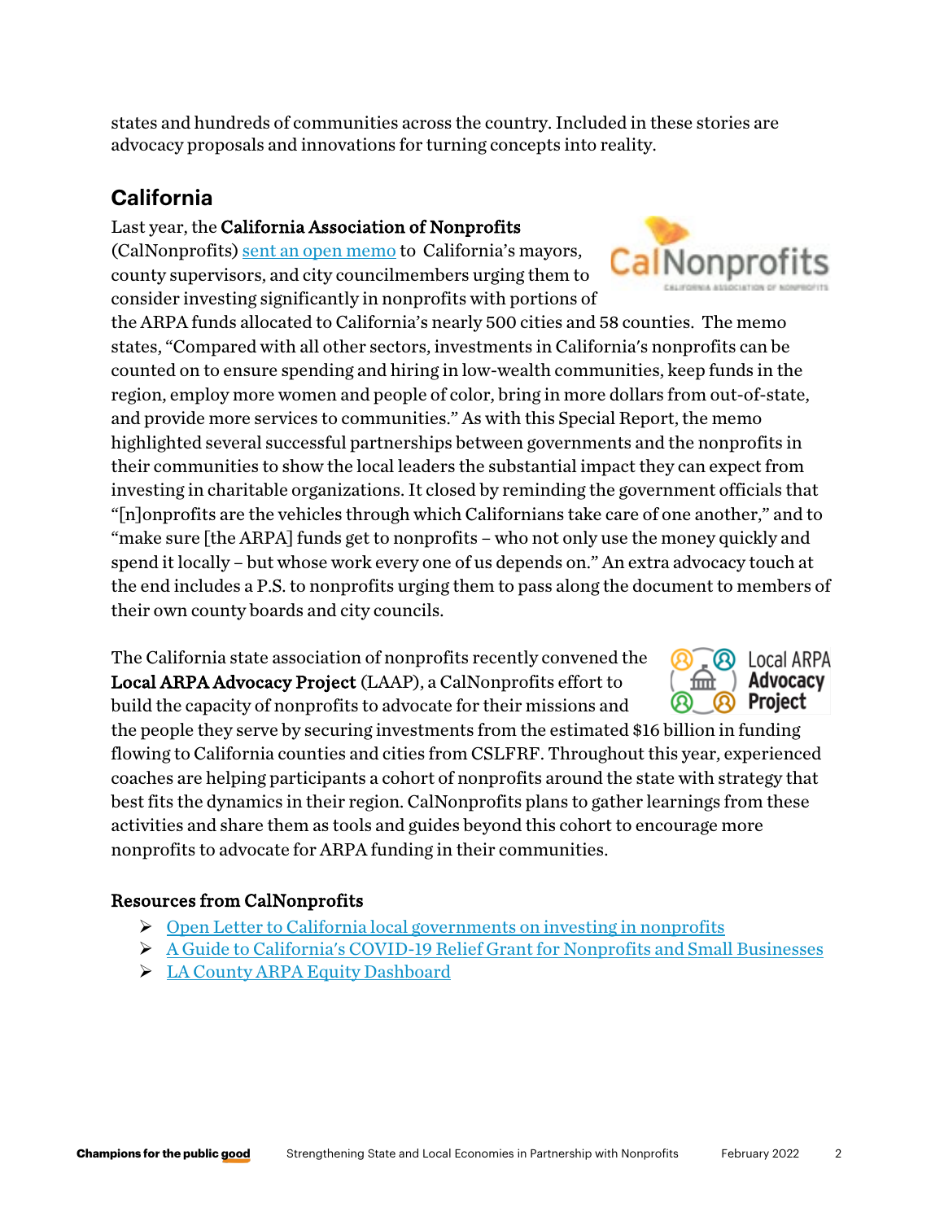states and hundreds of communities across the country. Included in these stories are advocacy proposals and innovations for turning concepts into reality.

## California

Last year, the **California Association of Nonprofits** (CalNonprofits) [sent an open memo] to California's mayors, county supervisors, and city councilmembers urging them to consider investing significantly in nonprofits with portions of the ARPA funds allocated to California's nearly 500 cities and 58 counties. The memo states, "Compared with all other sectors, investments in California's nonprofits can be counted on to ensure spending and hiring in low-wealth communities, keep funds in the region, employ more women and people of color, bring in more dollars from out-of-state, and provide more services to communities." As with this Special Report, the memo highlighted several successful partnerships between governments and the nonprofits in their communities to show the local leaders the substantial impact they can expect from investing in charitable organizations. It closed by reminding the government officials that "[n]onprofits are the vehicles through which Californians take care of one another," and to "make sure [the ARPA] funds get to nonprofits – who not only use the money quickly and spend it locally – but whose work every one of us depends on." An extra advocacy touch at the end includes a P.S. to nonprofits urging them to pass along the document to members of their own county boards and city councils.

The California state association of nonprofits recently convened the **Local ARPA Advocacy Project** (LAAP), a CalNonprofits effort to build the capacity of nonprofits to advocate for their missions and the people they serve by securing investments from the estimated $16 billion in funding flowing to California counties and cities from CSLFRF. Throughout this year, experienced coaches are helping participants a cohort of nonprofits around the state with strategy that best fits the dynamics in their region. CalNonprofits plans to gather learnings from these activities and share them as tools and guides beyond this cohort to encourage more nonprofits to advocate for ARPA funding in their communities.

**Resources from CalNonprofits**

- Open Letter to California local governments on investing in nonprofits
- A Guide to California's COVID-19 Relief Grant for Nonprofits and Small Businesses
- LA County ARPA Equity Dashboard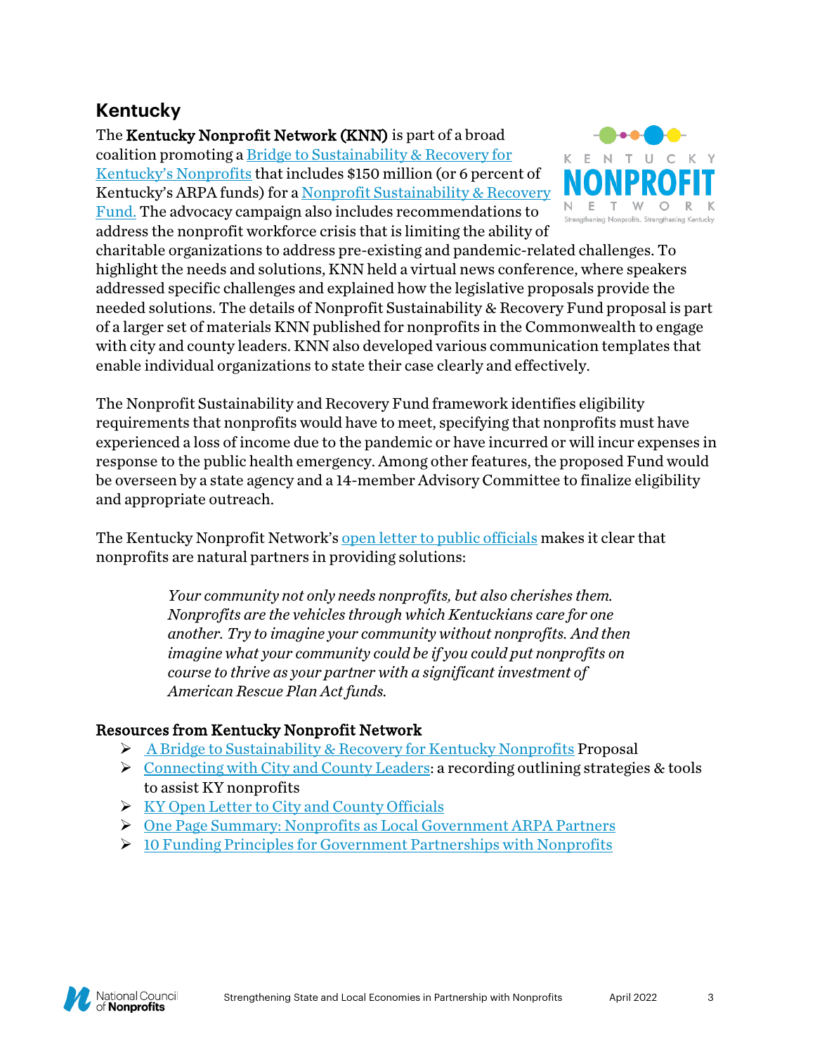## Kentucky

The **Kentucky Nonprofit Network (KNN)** is part of a broad coalition promoting a Bridge to Sustainability & Recovery for Kentucky's Nonprofits that includes $150 million (or 6 percent of Kentucky's ARPA funds) for a Nonprofit Sustainability & Recovery Fund. The advocacy campaign also includes recommendations to address the nonprofit workforce crisis that is limiting the ability of charitable organizations to address pre-existing and pandemic-related challenges. To highlight the needs and solutions, KNN held a virtual news conference, where speakers addressed specific challenges and explained how the legislative proposals provide the needed solutions. The details of Nonprofit Sustainability & Recovery Fund proposal is part of a larger set of materials KNN published for nonprofits in the Commonwealth to engage with city and county leaders. KNN also developed various communication templates that enable individual organizations to state their case clearly and effectively.

The Nonprofit Sustainability and Recovery Fund framework identifies eligibility requirements that nonprofits would have to meet, specifying that nonprofits must have experienced a loss of income due to the pandemic or have incurred or will incur expenses in response to the public health emergency. Among other features, the proposed Fund would be overseen by a state agency and a 14-member Advisory Committee to finalize eligibility and appropriate outreach.

The Kentucky Nonprofit Network's open letter to public officials makes it clear that nonprofits are natural partners in providing solutions:

> *Your community not only needs nonprofits, but also cherishes them. Nonprofits are the vehicles through which Kentuckians care for one another. Try to imagine your community without nonprofits. And then imagine what your community could be if you could put nonprofits on course to thrive as your partner with a significant investment of American Rescue Plan Act funds.*

**Resources from Kentucky Nonprofit Network**

- A Bridge to Sustainability & Recovery for Kentucky Nonprofits Proposal
- Connecting with City and County Leaders: a recording outlining strategies & tools to assist KY nonprofits
- KY Open Letter to City and County Officials
- One Page Summary: Nonprofits as Local Government ARPA Partners
- 10 Funding Principles for Government Partnerships with Nonprofits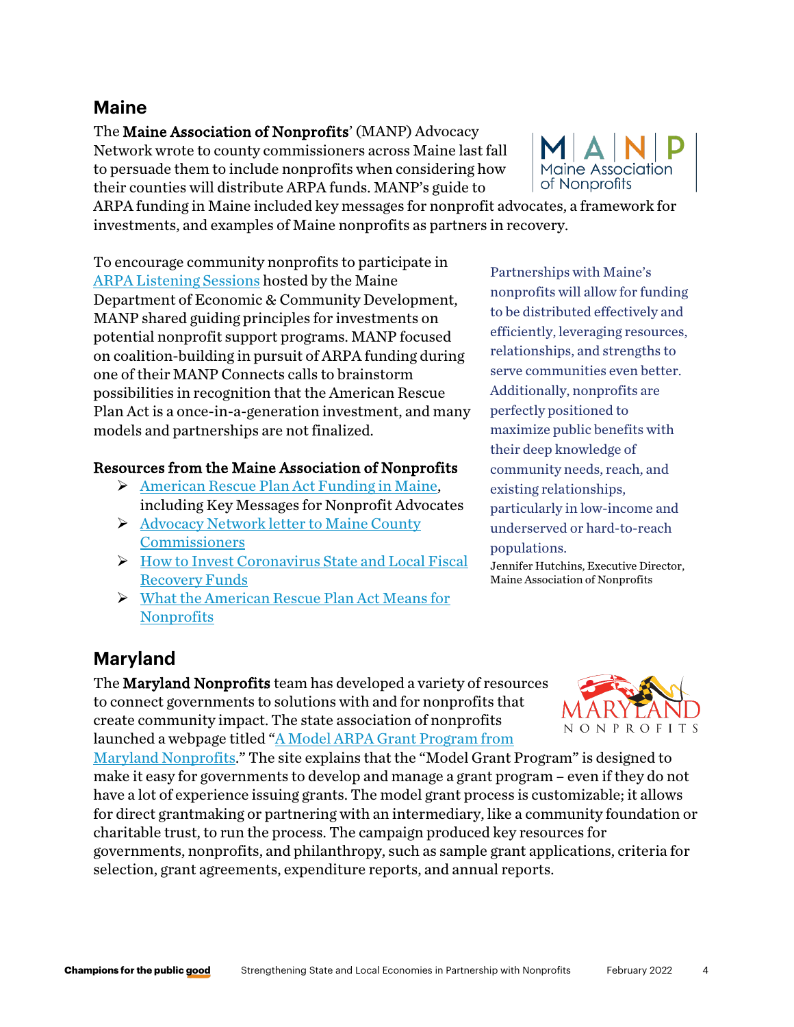## Maine

The **Maine Association of Nonprofits**' (MANP) Advocacy Network wrote to county commissioners across Maine last fall to persuade them to include nonprofits when considering how their counties will distribute ARPA funds. MANP's guide to ARPA funding in Maine included key messages for nonprofit advocates, a framework for investments, and examples of Maine nonprofits as partners in recovery.

To encourage community nonprofits to participate in ARPA Listening Sessions hosted by the Maine Department of Economic & Community Development, MANP shared guiding principles for investments on potential nonprofit support programs. MANP focused on coalition-building in pursuit of ARPA funding during one of their MANP Connects calls to brainstorm possibilities in recognition that the American Rescue Plan Act is a once-in-a-generation investment, and many models and partnerships are not finalized.

> Partnerships with Maine's nonprofits will allow for funding to be distributed effectively and efficiently, leveraging resources, relationships, and strengths to serve communities even better. Additionally, nonprofits are perfectly positioned to maximize public benefits with their deep knowledge of community needs, reach, and existing relationships, particularly in low-income and underserved or hard-to-reach populations.
>
> Jennifer Hutchins, Executive Director, Maine Association of Nonprofits

**Resources from the Maine Association of Nonprofits**

- American Rescue Plan Act Funding in Maine, including Key Messages for Nonprofit Advocates
- Advocacy Network letter to Maine County Commissioners
- How to Invest Coronavirus State and Local Fiscal Recovery Funds
- What the American Rescue Plan Act Means for Nonprofits

## Maryland

The **Maryland Nonprofits** team has developed a variety of resources to connect governments to solutions with and for nonprofits that create community impact. The state association of nonprofits launched a webpage titled "A Model ARPA Grant Program from Maryland Nonprofits." The site explains that the "Model Grant Program" is designed to make it easy for governments to develop and manage a grant program – even if they do not have a lot of experience issuing grants. The model grant process is customizable; it allows for direct grantmaking or partnering with an intermediary, like a community foundation or charitable trust, to run the process. The campaign produced key resources for governments, nonprofits, and philanthropy, such as sample grant applications, criteria for selection, grant agreements, expenditure reports, and annual reports.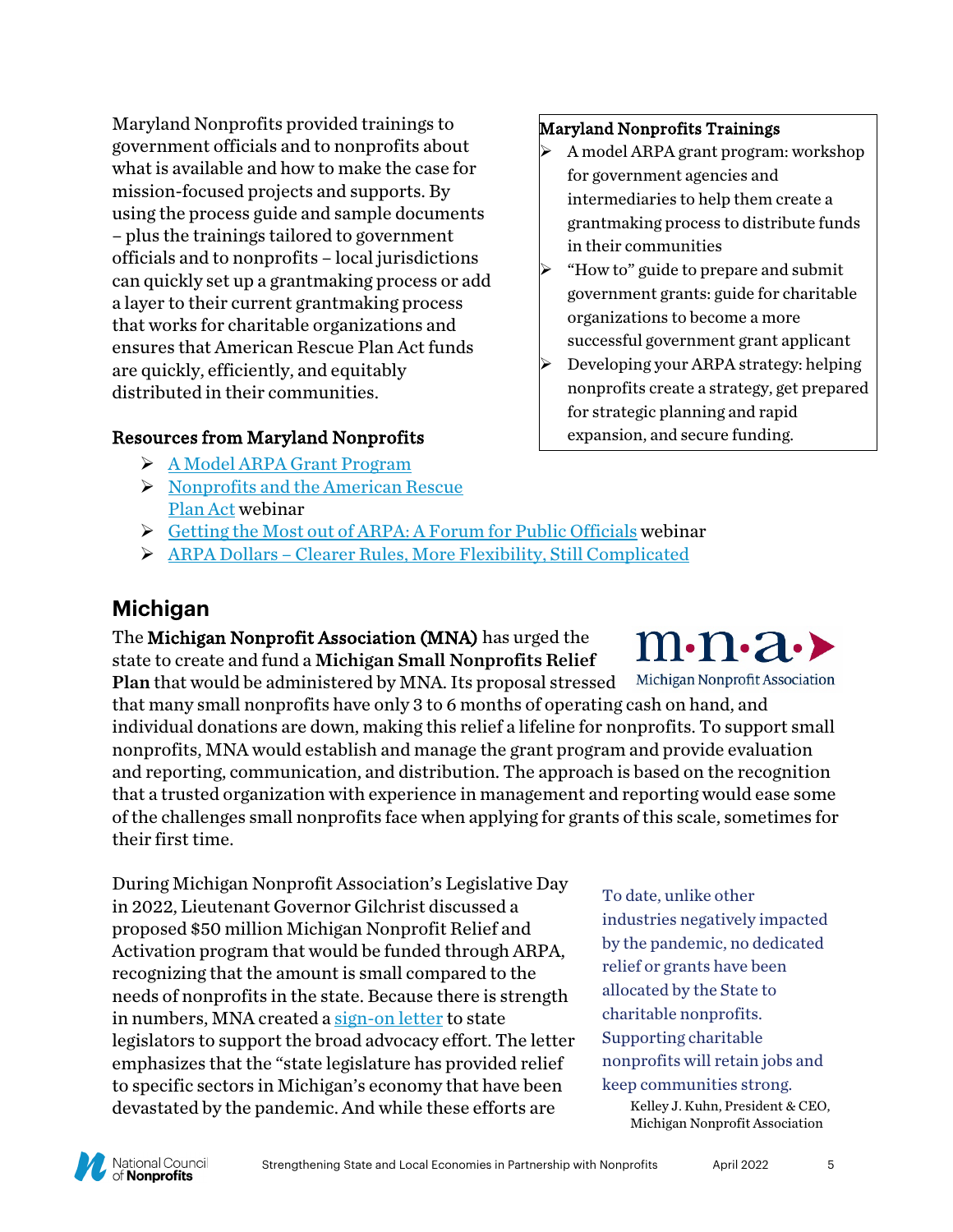Maryland Nonprofits provided trainings to government officials and to nonprofits about what is available and how to make the case for mission-focused projects and supports. By using the process guide and sample documents – plus the trainings tailored to government officials and to nonprofits – local jurisdictions can quickly set up a grantmaking process or add a layer to their current grantmaking process that works for charitable organizations and ensures that American Rescue Plan Act funds are quickly, efficiently, and equitably distributed in their communities.

**Maryland Nonprofits Trainings**

- A model ARPA grant program: workshop for government agencies and intermediaries to help them create a grantmaking process to distribute funds in their communities
- "How to" guide to prepare and submit government grants: guide for charitable organizations to become a more successful government grant applicant
- Developing your ARPA strategy: helping nonprofits create a strategy, get prepared for strategic planning and rapid expansion, and secure funding.

**Resources from Maryland Nonprofits**

- A Model ARPA Grant Program
- Nonprofits and the American Rescue Plan Act webinar
- Getting the Most out of ARPA: A Forum for Public Officials webinar
- ARPA Dollars – Clearer Rules, More Flexibility, Still Complicated

## Michigan

m·n·a·
Michigan Nonprofit Association

The **Michigan Nonprofit Association (MNA)** has urged the state to create and fund a **Michigan Small Nonprofits Relief Plan** that would be administered by MNA. Its proposal stressed that many small nonprofits have only 3 to 6 months of operating cash on hand, and individual donations are down, making this relief a lifeline for nonprofits. To support small nonprofits, MNA would establish and manage the grant program and provide evaluation and reporting, communication, and distribution. The approach is based on the recognition that a trusted organization with experience in management and reporting would ease some of the challenges small nonprofits face when applying for grants of this scale, sometimes for their first time.

During Michigan Nonprofit Association's Legislative Day in 2022, Lieutenant Governor Gilchrist discussed a proposed $50 million Michigan Nonprofit Relief and Activation program that would be funded through ARPA, recognizing that the amount is small compared to the needs of nonprofits in the state. Because there is strength in numbers, MNA created a sign-on letter to state legislators to support the broad advocacy effort. The letter emphasizes that the "state legislature has provided relief to specific sectors in Michigan's economy that have been devastated by the pandemic. And while these efforts are

> To date, unlike other industries negatively impacted by the pandemic, no dedicated relief or grants have been allocated by the State to charitable nonprofits. Supporting charitable nonprofits will retain jobs and keep communities strong.
>
> Kelley J. Kuhn, President & CEO, Michigan Nonprofit Association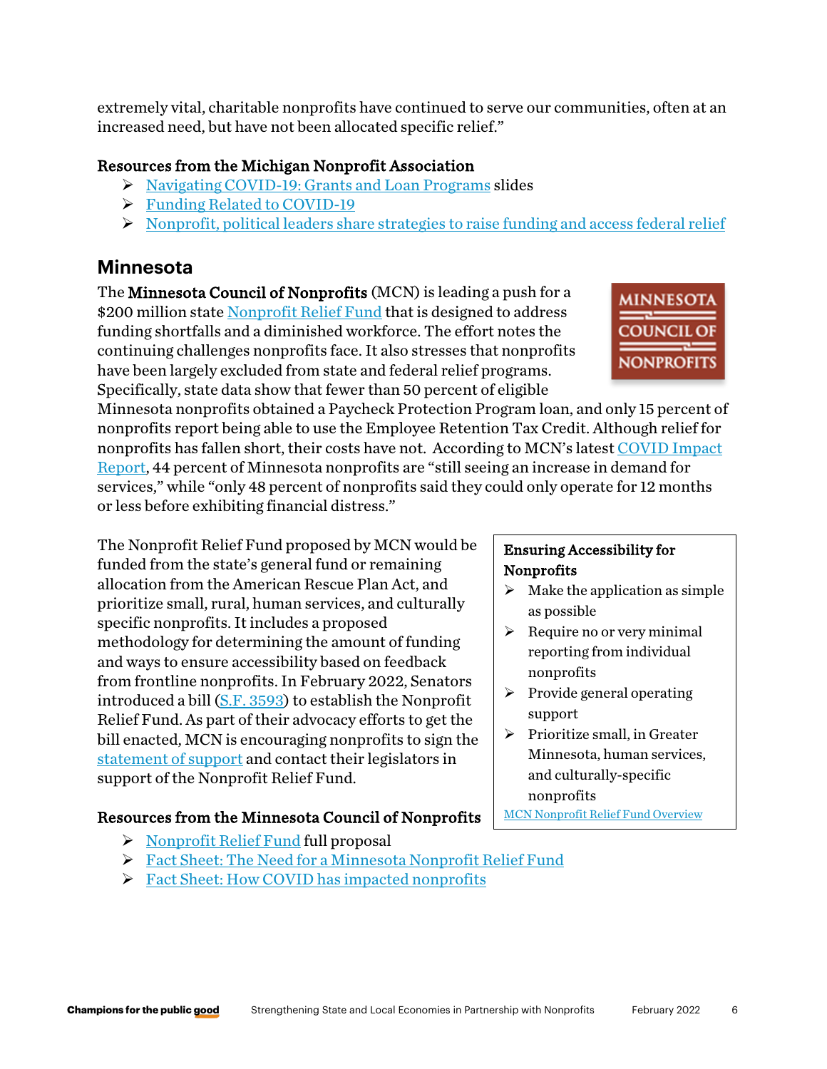extremely vital, charitable nonprofits have continued to serve our communities, often at an increased need, but have not been allocated specific relief."

**Resources from the Michigan Nonprofit Association**

- Navigating COVID-19: Grants and Loan Programs slides
- Funding Related to COVID-19
- Nonprofit, political leaders share strategies to raise funding and access federal relief

## Minnesota

The **Minnesota Council of Nonprofits** (MCN) is leading a push for a $200 million state Nonprofit Relief Fund that is designed to address funding shortfalls and a diminished workforce. The effort notes the continuing challenges nonprofits face. It also stresses that nonprofits have been largely excluded from state and federal relief programs. Specifically, state data show that fewer than 50 percent of eligible Minnesota nonprofits obtained a Paycheck Protection Program loan, and only 15 percent of nonprofits report being able to use the Employee Retention Tax Credit. Although relief for nonprofits has fallen short, their costs have not. According to MCN's latest COVID Impact Report, 44 percent of Minnesota nonprofits are "still seeing an increase in demand for services," while "only 48 percent of nonprofits said they could only operate for 12 months or less before exhibiting financial distress."

The Nonprofit Relief Fund proposed by MCN would be funded from the state's general fund or remaining allocation from the American Rescue Plan Act, and prioritize small, rural, human services, and culturally specific nonprofits. It includes a proposed methodology for determining the amount of funding and ways to ensure accessibility based on feedback from frontline nonprofits. In February 2022, Senators introduced a bill (S.F. 3593) to establish the Nonprofit Relief Fund. As part of their advocacy efforts to get the bill enacted, MCN is encouraging nonprofits to sign the statement of support and contact their legislators in support of the Nonprofit Relief Fund.

**Ensuring Accessibility for Nonprofits**

- Make the application as simple as possible
- Require no or very minimal reporting from individual nonprofits
- Provide general operating support
- Prioritize small, in Greater Minnesota, human services, and culturally-specific nonprofits

MCN Nonprofit Relief Fund Overview

**Resources from the Minnesota Council of Nonprofits**

- Nonprofit Relief Fund full proposal
- Fact Sheet: The Need for a Minnesota Nonprofit Relief Fund
- Fact Sheet: How COVID has impacted nonprofits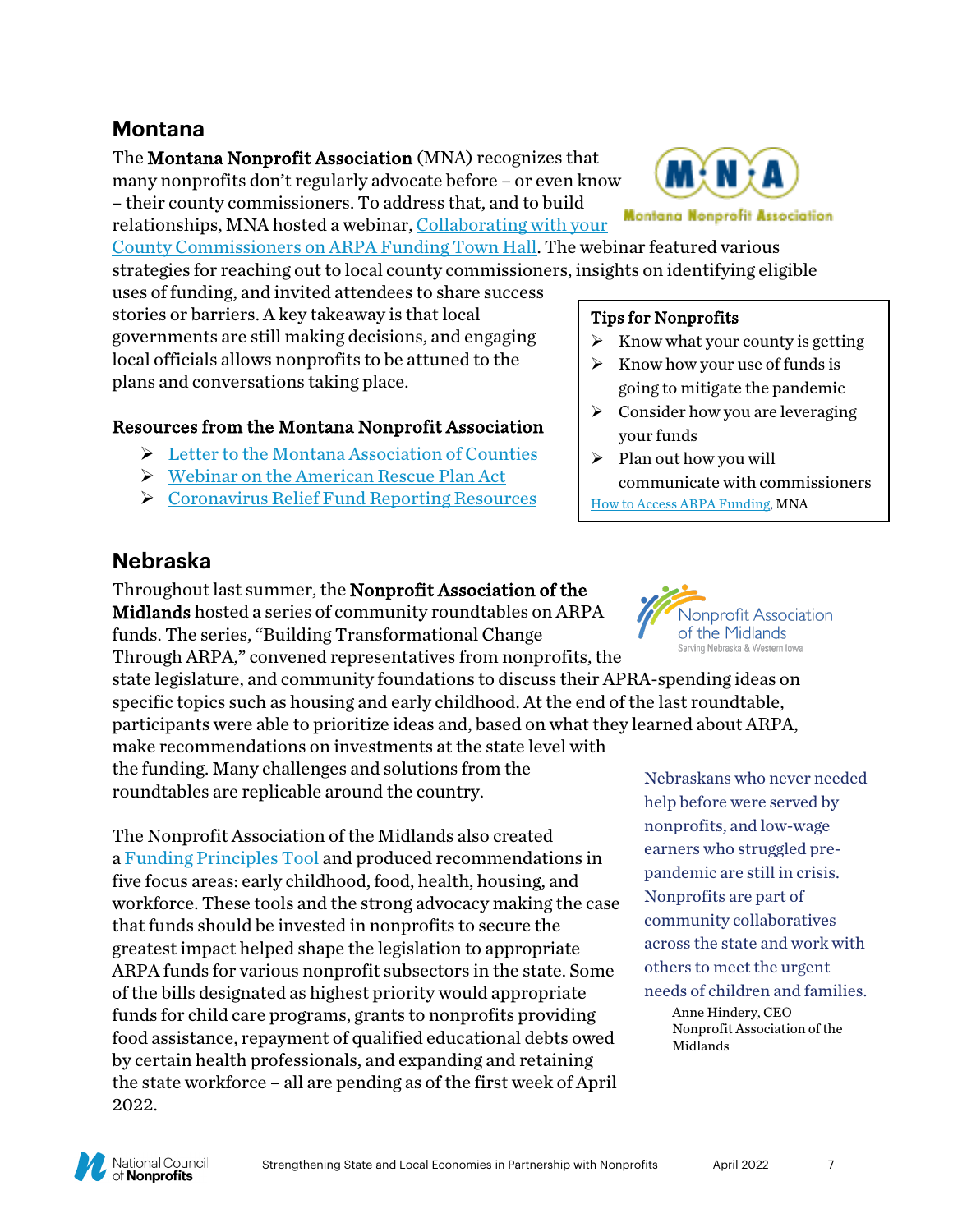## Montana

The **Montana Nonprofit Association** (MNA) recognizes that many nonprofits don't regularly advocate before – or even know – their county commissioners. To address that, and to build relationships, MNA hosted a webinar, Collaborating with your County Commissioners on ARPA Funding Town Hall. The webinar featured various strategies for reaching out to local county commissioners, insights on identifying eligible uses of funding, and invited attendees to share success stories or barriers. A key takeaway is that local governments are still making decisions, and engaging local officials allows nonprofits to be attuned to the plans and conversations taking place.

**Tips for Nonprofits**

- Know what your county is getting
- Know how your use of funds is going to mitigate the pandemic
- Consider how you are leveraging your funds
- Plan out how you will communicate with commissioners

How to Access ARPA Funding, MNA

### Resources from the Montana Nonprofit Association

- Letter to the Montana Association of Counties
- Webinar on the American Rescue Plan Act
- Coronavirus Relief Fund Reporting Resources

## Nebraska

Throughout last summer, the **Nonprofit Association of the Midlands** hosted a series of community roundtables on ARPA funds. The series, "Building Transformational Change Through ARPA," convened representatives from nonprofits, the state legislature, and community foundations to discuss their APRA-spending ideas on specific topics such as housing and early childhood. At the end of the last roundtable, participants were able to prioritize ideas and, based on what they learned about ARPA, make recommendations on investments at the state level with the funding. Many challenges and solutions from the roundtables are replicable around the country.

The Nonprofit Association of the Midlands also created a Funding Principles Tool and produced recommendations in five focus areas: early childhood, food, health, housing, and workforce. These tools and the strong advocacy making the case that funds should be invested in nonprofits to secure the greatest impact helped shape the legislation to appropriate ARPA funds for various nonprofit subsectors in the state. Some of the bills designated as highest priority would appropriate funds for child care programs, grants to nonprofits providing food assistance, repayment of qualified educational debts owed by certain health professionals, and expanding and retaining the state workforce – all are pending as of the first week of April 2022.

> Nebraskans who never needed help before were served by nonprofits, and low-wage earners who struggled pre-pandemic are still in crisis. Nonprofits are part of community collaboratives across the state and work with others to meet the urgent needs of children and families.
>
> Anne Hindery, CEO
> Nonprofit Association of the Midlands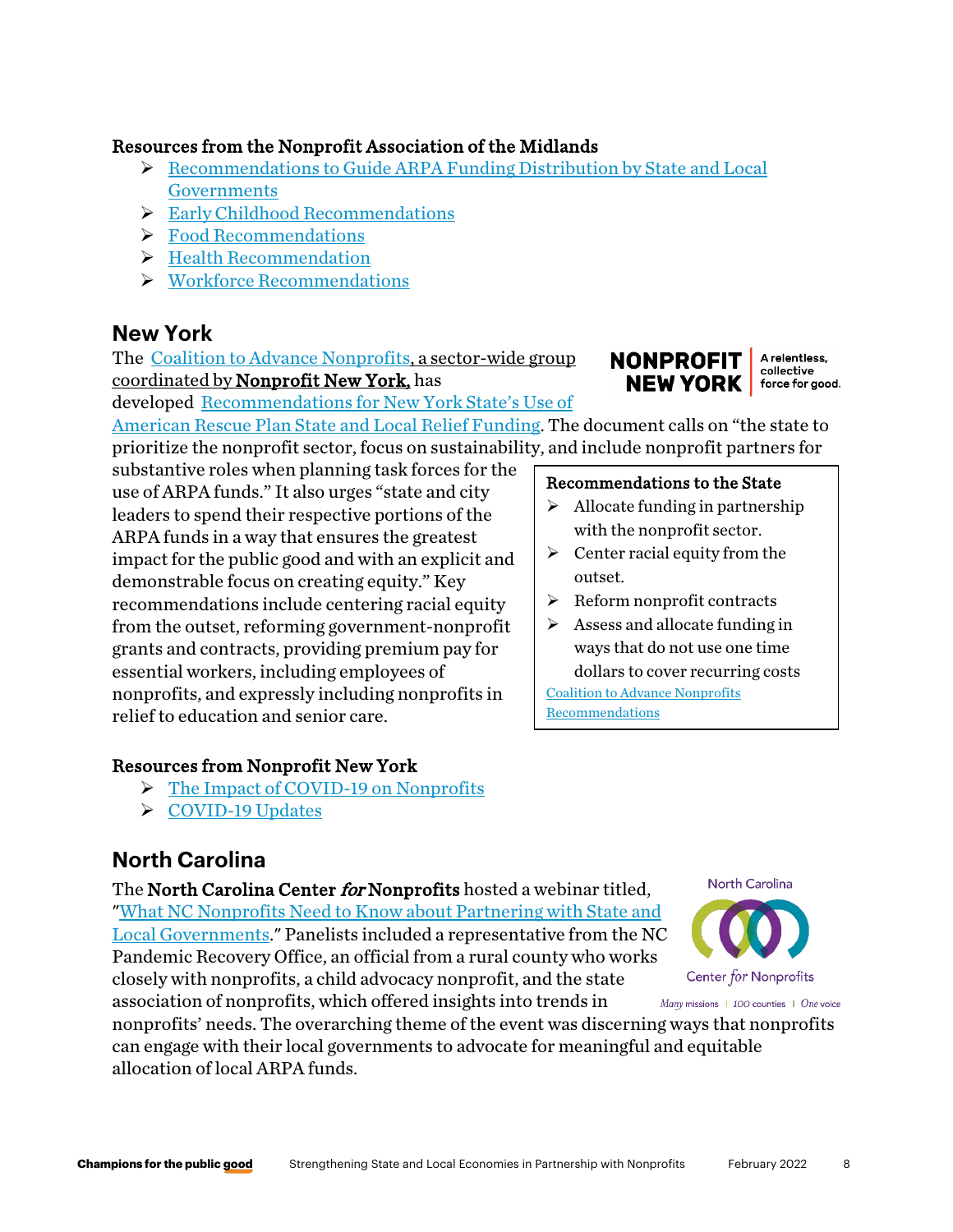**Resources from the Nonprofit Association of the Midlands**

- Recommendations to Guide ARPA Funding Distribution by State and Local Governments
- Early Childhood Recommendations
- Food Recommendations
- Health Recommendation
- Workforce Recommendations

## New York

The Coalition to Advance Nonprofits, a sector-wide group coordinated by **Nonprofit New York,** has developed Recommendations for New York State's Use of American Rescue Plan State and Local Relief Funding. The document calls on "the state to prioritize the nonprofit sector, focus on sustainability, and include nonprofit partners for substantive roles when planning task forces for the use of ARPA funds." It also urges "state and city leaders to spend their respective portions of the ARPA funds in a way that ensures the greatest impact for the public good and with an explicit and demonstrable focus on creating equity." Key recommendations include centering racial equity from the outset, reforming government-nonprofit grants and contracts, providing premium pay for essential workers, including employees of nonprofits, and expressly including nonprofits in relief to education and senior care.

> **Recommendations to the State**
>
> - Allocate funding in partnership with the nonprofit sector.
> - Center racial equity from the outset.
> - Reform nonprofit contracts
> - Assess and allocate funding in ways that do not use one time dollars to cover recurring costs
>
> Coalition to Advance Nonprofits Recommendations

**Resources from Nonprofit New York**

- The Impact of COVID-19 on Nonprofits
- COVID-19 Updates

## North Carolina

The **North Carolina Center *for* Nonprofits** hosted a webinar titled, "What NC Nonprofits Need to Know about Partnering with State and Local Governments." Panelists included a representative from the NC Pandemic Recovery Office, an official from a rural county who works closely with nonprofits, a child advocacy nonprofit, and the state association of nonprofits, which offered insights into trends in nonprofits' needs. The overarching theme of the event was discerning ways that nonprofits can engage with their local governments to advocate for meaningful and equitable allocation of local ARPA funds.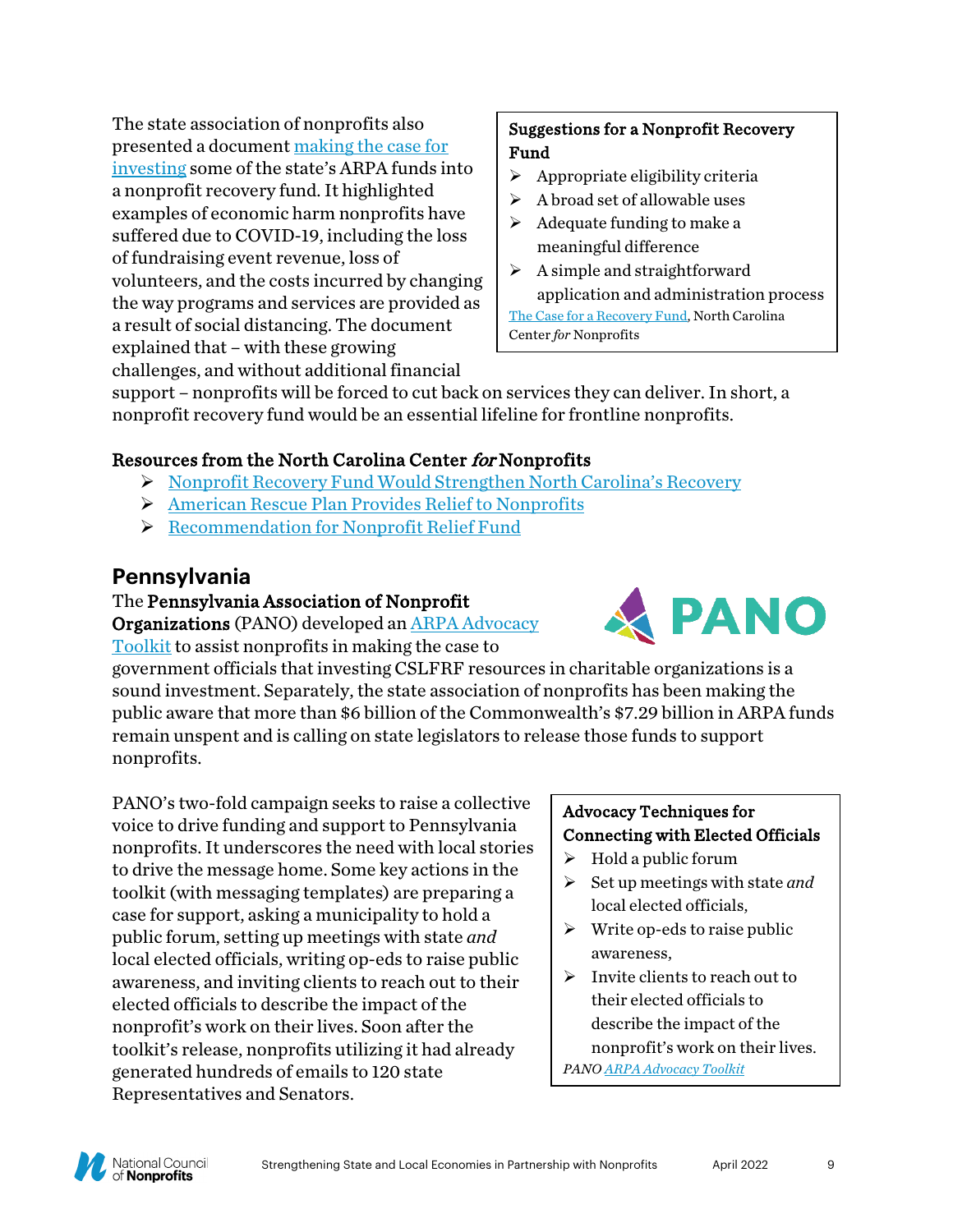The state association of nonprofits also presented a document making the case for investing some of the state's ARPA funds into a nonprofit recovery fund. It highlighted examples of economic harm nonprofits have suffered due to COVID-19, including the loss of fundraising event revenue, loss of volunteers, and the costs incurred by changing the way programs and services are provided as a result of social distancing. The document explained that – with these growing challenges, and without additional financial support – nonprofits will be forced to cut back on services they can deliver. In short, a nonprofit recovery fund would be an essential lifeline for frontline nonprofits.

> **Suggestions for a Nonprofit Recovery Fund**
>
> - Appropriate eligibility criteria
> - A broad set of allowable uses
> - Adequate funding to make a meaningful difference
> - A simple and straightforward application and administration process
>
> The Case for a Recovery Fund, North Carolina Center *for* Nonprofits

**Resources from the North Carolina Center *for* Nonprofits**

- Nonprofit Recovery Fund Would Strengthen North Carolina's Recovery
- American Rescue Plan Provides Relief to Nonprofits
- Recommendation for Nonprofit Relief Fund

## Pennsylvania

The **Pennsylvania Association of Nonprofit Organizations** (PANO) developed an ARPA Advocacy Toolkit to assist nonprofits in making the case to government officials that investing CSLFRF resources in charitable organizations is a sound investment. Separately, the state association of nonprofits has been making the public aware that more than $6 billion of the Commonwealth's $7.29 billion in ARPA funds remain unspent and is calling on state legislators to release those funds to support nonprofits.

PANO's two-fold campaign seeks to raise a collective voice to drive funding and support to Pennsylvania nonprofits. It underscores the need with local stories to drive the message home. Some key actions in the toolkit (with messaging templates) are preparing a case for support, asking a municipality to hold a public forum, setting up meetings with state *and* local elected officials, writing op-eds to raise public awareness, and inviting clients to reach out to their elected officials to describe the impact of the nonprofit's work on their lives. Soon after the toolkit's release, nonprofits utilizing it had already generated hundreds of emails to 120 state Representatives and Senators.

> **Advocacy Techniques for Connecting with Elected Officials**
>
> - Hold a public forum
> - Set up meetings with state *and* local elected officials,
> - Write op-eds to raise public awareness,
> - Invite clients to reach out to their elected officials to describe the impact of the nonprofit's work on their lives.
>
> *PANO ARPA Advocacy Toolkit*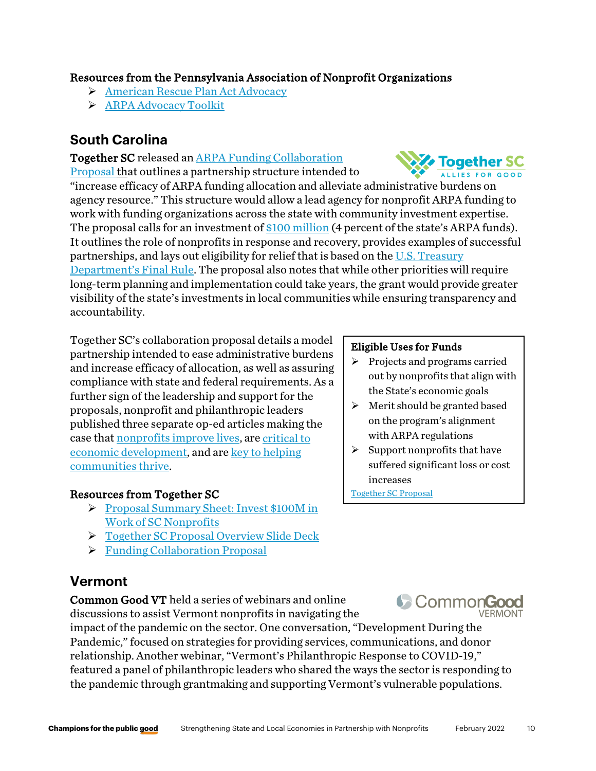**Resources from the Pennsylvania Association of Nonprofit Organizations**

- American Rescue Plan Act Advocacy
- ARPA Advocacy Toolkit

## South Carolina

**Together SC** released an ARPA Funding Collaboration Proposal that outlines a partnership structure intended to "increase efficacy of ARPA funding allocation and alleviate administrative burdens on agency resource." This structure would allow a lead agency for nonprofit ARPA funding to work with funding organizations across the state with community investment expertise. The proposal calls for an investment of $100 million (4 percent of the state's ARPA funds). It outlines the role of nonprofits in response and recovery, provides examples of successful partnerships, and lays out eligibility for relief that is based on the U.S. Treasury Department's Final Rule. The proposal also notes that while other priorities will require long-term planning and implementation could take years, the grant would provide greater visibility of the state's investments in local communities while ensuring transparency and accountability.

Together SC's collaboration proposal details a model partnership intended to ease administrative burdens and increase efficacy of allocation, as well as assuring compliance with state and federal requirements. As a further sign of the leadership and support for the proposals, nonprofit and philanthropic leaders published three separate op-ed articles making the case that nonprofits improve lives, are critical to economic development, and are key to helping communities thrive.

**Eligible Uses for Funds**

- Projects and programs carried out by nonprofits that align with the State's economic goals
- Merit should be granted based on the program's alignment with ARPA regulations
- Support nonprofits that have suffered significant loss or cost increases

Together SC Proposal

**Resources from Together SC**

- Proposal Summary Sheet: Invest $100M in Work of SC Nonprofits
- Together SC Proposal Overview Slide Deck
- Funding Collaboration Proposal

## Vermont

**Common Good VT** held a series of webinars and online discussions to assist Vermont nonprofits in navigating the impact of the pandemic on the sector. One conversation, "Development During the Pandemic," focused on strategies for providing services, communications, and donor relationship. Another webinar, "Vermont's Philanthropic Response to COVID-19," featured a panel of philanthropic leaders who shared the ways the sector is responding to the pandemic through grantmaking and supporting Vermont's vulnerable populations.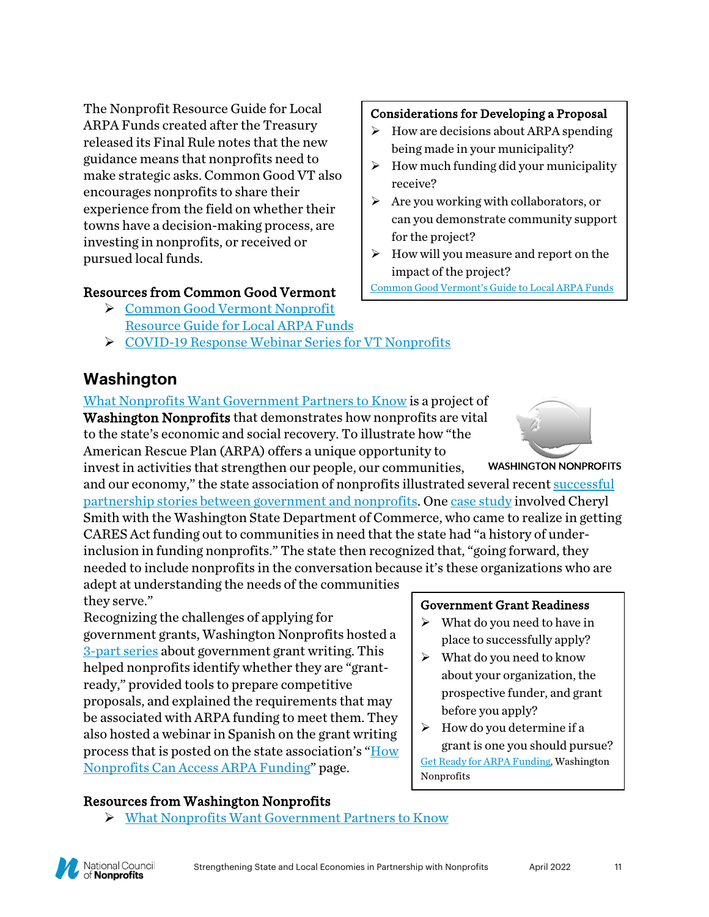The Nonprofit Resource Guide for Local ARPA Funds created after the Treasury released its Final Rule notes that the new guidance means that nonprofits need to make strategic asks. Common Good VT also encourages nonprofits to share their experience from the field on whether their towns have a decision-making process, are investing in nonprofits, or received or pursued local funds.

**Considerations for Developing a Proposal**

- How are decisions about ARPA spending being made in your municipality?
- How much funding did your municipality receive?
- Are you working with collaborators, or can you demonstrate community support for the project?
- How will you measure and report on the impact of the project?

Common Good Vermont's Guide to Local ARPA Funds

**Resources from Common Good Vermont**

- Common Good Vermont Nonprofit Resource Guide for Local ARPA Funds
- COVID-19 Response Webinar Series for VT Nonprofits

## Washington

What Nonprofits Want Government Partners to Know is a project of **Washington Nonprofits** that demonstrates how nonprofits are vital to the state's economic and social recovery. To illustrate how "the American Rescue Plan (ARPA) offers a unique opportunity to invest in activities that strengthen our people, our communities, and our economy," the state association of nonprofits illustrated several recent successful partnership stories between government and nonprofits. One case study involved Cheryl Smith with the Washington State Department of Commerce, who came to realize in getting CARES Act funding out to communities in need that the state had "a history of under-inclusion in funding nonprofits." The state then recognized that, "going forward, they needed to include nonprofits in the conversation because it's these organizations who are adept at understanding the needs of the communities they serve."

Recognizing the challenges of applying for government grants, Washington Nonprofits hosted a 3-part series about government grant writing. This helped nonprofits identify whether they are "grant-ready," provided tools to prepare competitive proposals, and explained the requirements that may be associated with ARPA funding to meet them. They also hosted a webinar in Spanish on the grant writing process that is posted on the state association's "How Nonprofits Can Access ARPA Funding" page.

**Government Grant Readiness**

- What do you need to have in place to successfully apply?
- What do you need to know about your organization, the prospective funder, and grant before you apply?
- How do you determine if a grant is one you should pursue?

Get Ready for ARPA Funding, Washington Nonprofits

**Resources from Washington Nonprofits**

- What Nonprofits Want Government Partners to Know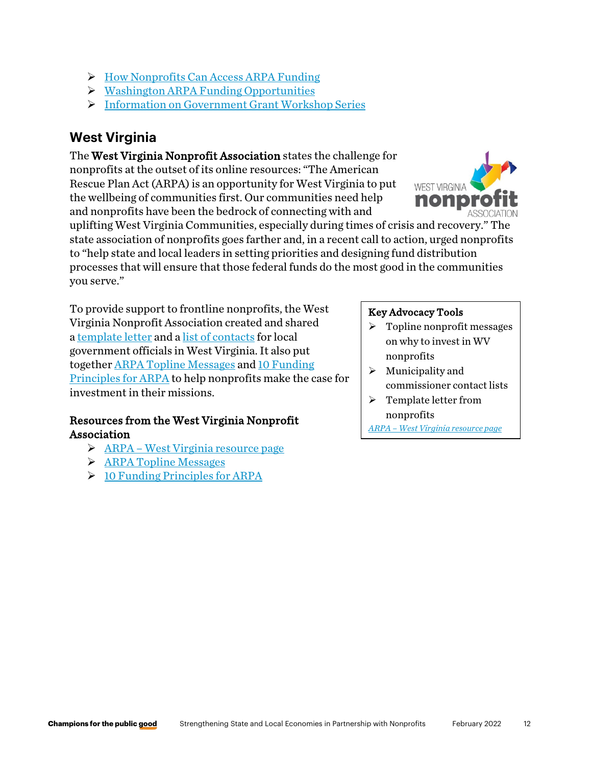- How Nonprofits Can Access ARPA Funding
- Washington ARPA Funding Opportunities
- Information on Government Grant Workshop Series

## West Virginia

The **West Virginia Nonprofit Association** states the challenge for nonprofits at the outset of its online resources: "The American Rescue Plan Act (ARPA) is an opportunity for West Virginia to put the wellbeing of communities first. Our communities need help and nonprofits have been the bedrock of connecting with and uplifting West Virginia Communities, especially during times of crisis and recovery." The state association of nonprofits goes farther and, in a recent call to action, urged nonprofits to "help state and local leaders in setting priorities and designing fund distribution processes that will ensure that those federal funds do the most good in the communities you serve."

To provide support to frontline nonprofits, the West Virginia Nonprofit Association created and shared a template letter and a list of contacts for local government officials in West Virginia. It also put together ARPA Topline Messages and 10 Funding Principles for ARPA to help nonprofits make the case for investment in their missions.

**Key Advocacy Tools**

- Topline nonprofit messages on why to invest in WV nonprofits
- Municipality and commissioner contact lists
- Template letter from nonprofits

*ARPA – West Virginia resource page*

### Resources from the West Virginia Nonprofit Association

- ARPA – West Virginia resource page
- ARPA Topline Messages
- 10 Funding Principles for ARPA